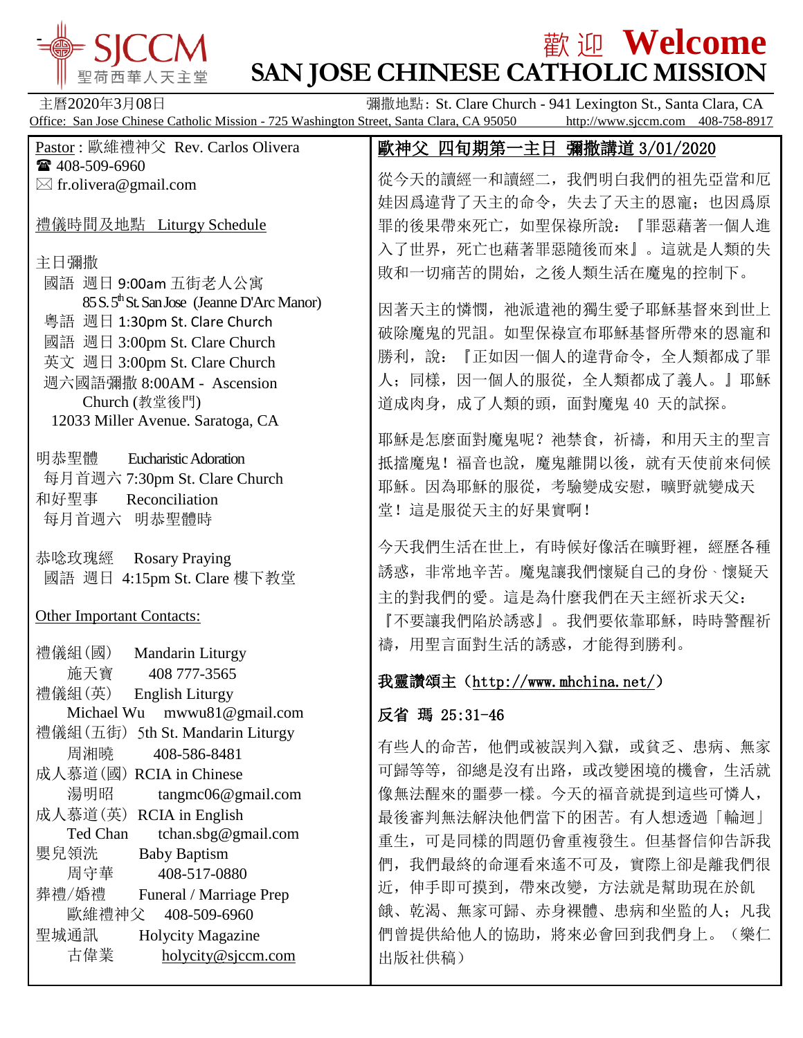# SJCCM 聖荷西華人天主堂

# 歡迎 Welcome
# SAN JOSE CHINESE CATHOLIC MISSION

主曆2020年3月08日　　彌撒地點: St. Clare Church - 941 Lexington St., Santa Clara, CA

Office: San Jose Chinese Catholic Mission - 725 Washington Street, Santa Clara, CA 95050　http://www.sjccm.com　408-758-8917

Pastor : 歐維禮神父 Rev. Carlos Olivera
☎ 408-509-6960
✉ fr.olivera@gmail.com

禮儀時間及地點 Liturgy Schedule

主日彌撒
- 國語 週日 9:00am 五街老人公寓 85 S. 5th St. San Jose (Jeanne D'Arc Manor)
- 粵語 週日 1:30pm St. Clare Church
- 國語 週日 3:00pm St. Clare Church
- 英文 週日 3:00pm St. Clare Church
- 週六國語彌撒 8:00AM - Ascension Church (教堂後門) 12033 Miller Avenue. Saratoga, CA

明恭聖體 Eucharistic Adoration
每月首週六 7:30pm St. Clare Church

和好聖事 Reconciliation
每月首週六 明恭聖體時

恭唸玫瑰經 Rosary Praying
國語 週日 4:15pm St. Clare 樓下教室

Other Important Contacts:

- 禮儀組(國) Mandarin Liturgy
  施天寶 408 777-3565
- 禮儀組(英) English Liturgy
  Michael Wu mwwu81@gmail.com
- 禮儀組(五街) 5th St. Mandarin Liturgy
  周湘曉 408-586-8481
- 成人慕道(國) RCIA in Chinese
  湯明昭 tangmc06@gmail.com
- 成人慕道(英) RCIA in English
  Ted Chan tchan.sbg@gmail.com
- 嬰兒領洗 Baby Baptism
  周守華 408-517-0880
- 葬禮/婚禮 Funeral / Marriage Prep
  歐維禮神父 408-509-6960
- 聖城通訊 Holycity Magazine
  古偉業 holycity@sjccm.com

## 歐神父 四旬期第一主日 彌撒講道 3/01/2020

從今天的讀經一和讀經二，我們明白我們的祖先亞當和厄娃因爲違背了天主的命令，失去了天主的恩寵；也因爲原罪的後果帶來死亡，如聖保祿所說：『罪惡藉著一個人進入了世界，死亡也藉著罪惡隨後而來』。這就是人類的失敗和一切痛苦的開始，之後人類生活在魔鬼的控制下。

因著天主的憐憫，祂派遣祂的獨生愛子耶穌基督來到世上破除魔鬼的咒詛。如聖保祿宣布耶穌基督所帶來的恩寵和勝利，說：『正如因一個人的違背命令，全人類都成了罪人；同樣，因一個人的服從，全人類都成了義人。』耶穌道成肉身，成了人類的頭，面對魔鬼 40 天的試探。

耶穌是怎麼面對魔鬼呢？祂禁食，祈禱，和用天主的聖言抵擋魔鬼！福音也說，魔鬼離開以後，就有天使前來伺候耶穌。因為耶穌的服從，考驗變成安慰，曠野就變成天堂！這是服從天主的好果實啊！

今天我們生活在世上，有時候好像活在曠野裡，經歷各種誘惑，非常地辛苦。魔鬼讓我們懷疑自己的身份、懷疑天主的對我們的愛。這是為什麼我們在天主經祈求天父：『不要讓我們陷於誘惑』。我們要依靠耶穌，時時警醒祈禱，用聖言面對生活的誘惑，才能得到勝利。

**我靈讚頌主（http://www.mhchina.net/）**

**反省 瑪 25:31-46**

有些人的命苦，他們或被誤判入獄，或貧乏、患病、無家可歸等等，卻總是沒有出路，或改變困境的機會，生活就像無法醒來的噩夢一樣。今天的福音就提到這些可憐人，最後審判無法解決他們當下的困苦。有人想透過「輪迴」重生，可是同樣的問題仍會重複發生。但基督信仰告訴我們，我們最終的命運看來遙不可及，實際上卻是離我們很近，伸手即可摸到，帶來改變，方法就是幫助現在於飢餓、乾渴、無家可歸、赤身裸體、患病和坐監的人；凡我們曾提供給他人的協助，將來必會回到我們身上。（樂仁出版社供稿）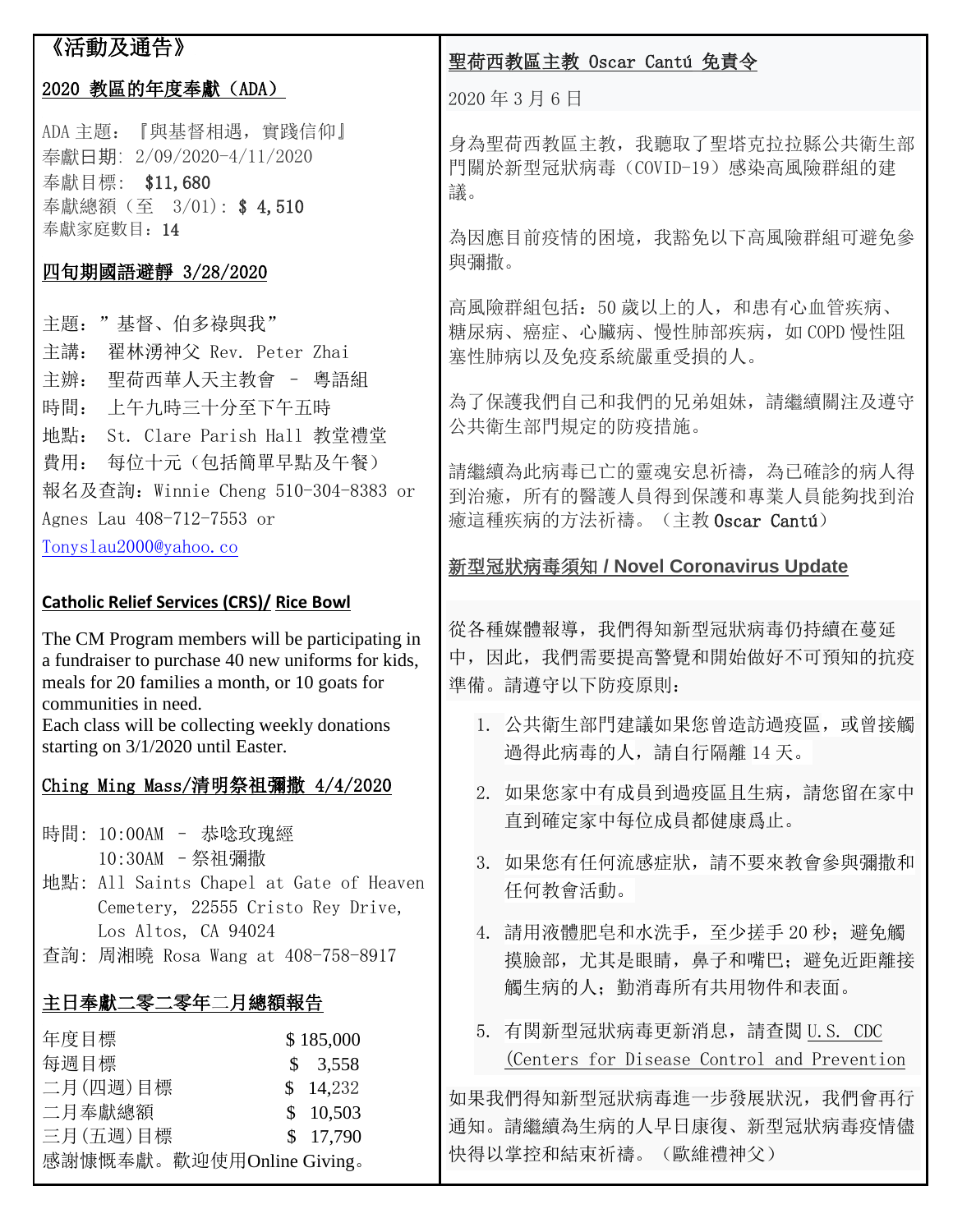# 《活動及通告》

## 2020 教區的年度奉獻（ADA）

ADA 主題：『與基督相遇，實踐信仰』
奉獻日期: 2/09/2020-4/11/2020
奉獻目標： **$11,680**
奉獻總額（至 3/01）: **$ 4,510**
奉獻家庭數目：**14**

## 四旬期國語避靜 3/28/2020

主題：”基督、伯多祿與我”
主講： 翟林湧神父 Rev. Peter Zhai
主辦： 聖荷西華人天主教會 – 粵語組
時間： 上午九時三十分至下午五時
地點： St. Clare Parish Hall 教堂禮堂
費用： 每位十元（包括簡單早點及午餐）
報名及查詢：Winnie Cheng 510-304-8383 or Agnes Lau 408-712-7553 or Tonyslau2000@yahoo.co

## Catholic Relief Services (CRS)/ Rice Bowl

The CM Program members will be participating in a fundraiser to purchase 40 new uniforms for kids, meals for 20 families a month, or 10 goats for communities in need.
Each class will be collecting weekly donations starting on 3/1/2020 until Easter.

## Ching Ming Mass/清明祭祖彌撒 4/4/2020

時間: 10:00AM – 恭唸玫瑰經
10:30AM –祭祖彌撒
地點: All Saints Chapel at Gate of Heaven Cemetery, 22555 Cristo Rey Drive, Los Altos, CA 94024
查詢: 周湘曉 Rosa Wang at 408-758-8917

## 主日奉獻二零二零年二月總額報告

| | |
|---|---|
| 年度目標 | $ 185,000 |
| 每週目標 | $ 3,558 |
| 二月(四週)目標 | $ 14,232 |
| 二月奉獻總額 | $ 10,503 |
| 三月(五週)目標 | $ 17,790 |

感謝慷慨奉獻。歡迎使用Online Giving。

## 聖荷西教區主教 Oscar Cantú 免責令

2020 年 3 月 6 日

身為聖荷西教區主教，我聽取了聖塔克拉拉縣公共衛生部門關於新型冠狀病毒（COVID-19）感染高風險群組的建議。

為因應目前疫情的困境，我豁免以下高風險群組可避免參與彌撒。

高風險群組包括：50 歲以上的人，和患有心血管疾病、糖尿病、癌症、心臟病、慢性肺部疾病，如 COPD 慢性阻塞性肺病以及免疫系統嚴重受損的人。

為了保護我們自己和我們的兄弟姐妹，請繼續關注及遵守公共衛生部門規定的防疫措施。

請繼續為此病毒已亡的靈魂安息祈禱，為已確診的病人得到治癒，所有的醫護人員得到保護和專業人員能夠找到治癒這種疾病的方法祈禱。（主教 Oscar Cantú）

## 新型冠狀病毒須知 / Novel Coronavirus Update

從各種媒體報導，我們得知新型冠狀病毒仍持續在蔓延中，因此，我們需要提高警覺和開始做好不可預知的抗疫準備。請遵守以下防疫原則：

1. 公共衛生部門建議如果您曾造訪過疫區，或曾接觸過得此病毒的人，請自行隔離 14 天。
2. 如果您家中有成員到過疫區且生病，請您留在家中直到確定家中每位成員都健康爲止。
3. 如果您有任何流感症狀，請不要來教會參與彌撒和任何教會活動。
4. 請用液體肥皂和水洗手，至少搓手 20 秒；避免觸摸臉部，尤其是眼睛，鼻子和嘴巴；避免近距離接觸生病的人；勤消毒所有共用物件和表面。
5. 有関新型冠狀病毒更新消息，請查閱 U.S. CDC (Centers for Disease Control and Prevention

如果我們得知新型冠狀病毒進一步發展狀況，我們會再行通知。請繼續為生病的人早日康復、新型冠狀病毒疫情儘快得以掌控和結束祈禱。（歐維禮神父）